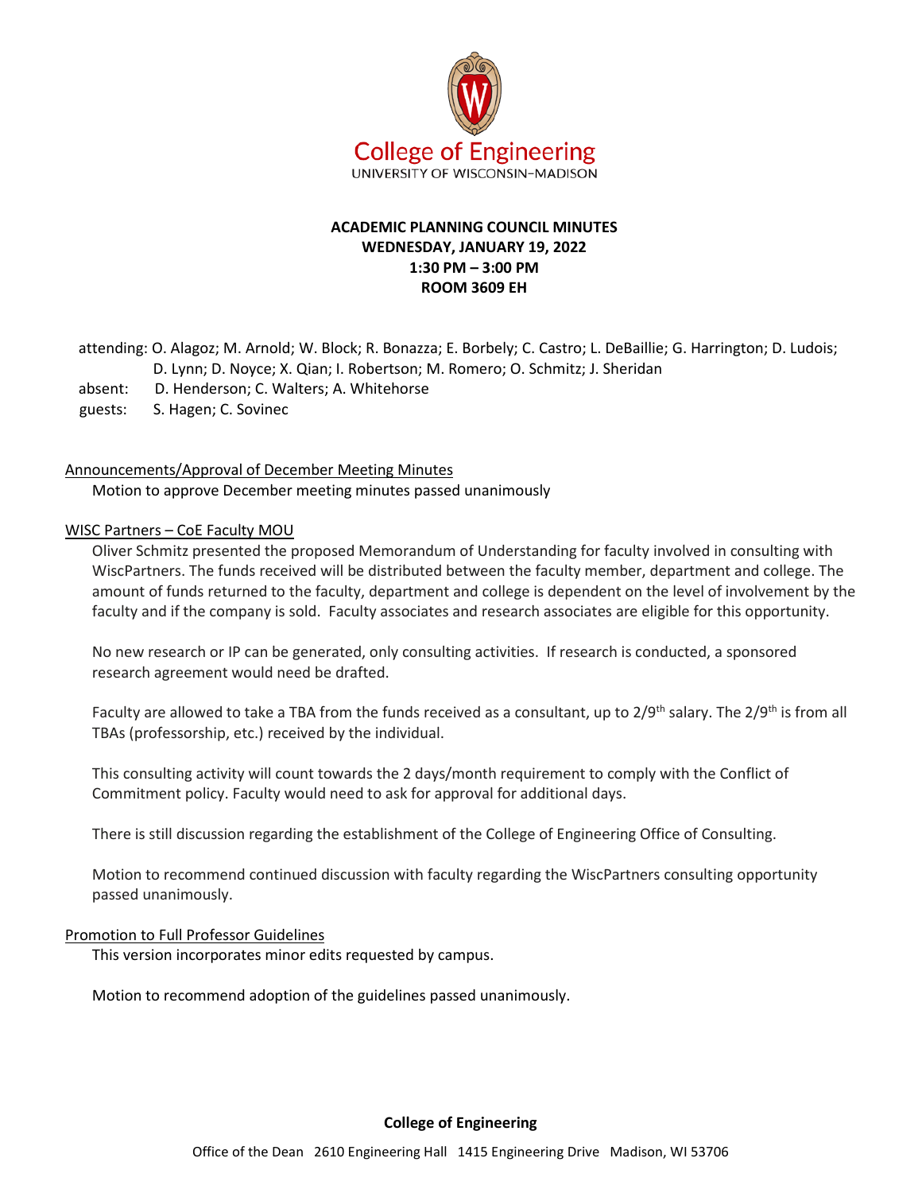College of Engineering
UNIVERSITY OF WISCONSIN–MADISON

# ACADEMIC PLANNING COUNCIL MINUTES
**WEDNESDAY, JANUARY 19, 2022**
**1:30 PM – 3:00 PM**
**ROOM 3609 EH**

attending: O. Alagoz; M. Arnold; W. Block; R. Bonazza; E. Borbely; C. Castro; L. DeBaillie; G. Harrington; D. Ludois; D. Lynn; D. Noyce; X. Qian; I. Robertson; M. Romero; O. Schmitz; J. Sheridan
absent: D. Henderson; C. Walters; A. Whitehorse
guests: S. Hagen; C. Sovinec

## Announcements/Approval of December Meeting Minutes

Motion to approve December meeting minutes passed unanimously

## WISC Partners – CoE Faculty MOU

Oliver Schmitz presented the proposed Memorandum of Understanding for faculty involved in consulting with WiscPartners. The funds received will be distributed between the faculty member, department and college. The amount of funds returned to the faculty, department and college is dependent on the level of involvement by the faculty and if the company is sold. Faculty associates and research associates are eligible for this opportunity.

No new research or IP can be generated, only consulting activities. If research is conducted, a sponsored research agreement would need be drafted.

Faculty are allowed to take a TBA from the funds received as a consultant, up to 2/9th salary. The 2/9th is from all TBAs (professorship, etc.) received by the individual.

This consulting activity will count towards the 2 days/month requirement to comply with the Conflict of Commitment policy. Faculty would need to ask for approval for additional days.

There is still discussion regarding the establishment of the College of Engineering Office of Consulting.

Motion to recommend continued discussion with faculty regarding the WiscPartners consulting opportunity passed unanimously.

## Promotion to Full Professor Guidelines

This version incorporates minor edits requested by campus.

Motion to recommend adoption of the guidelines passed unanimously.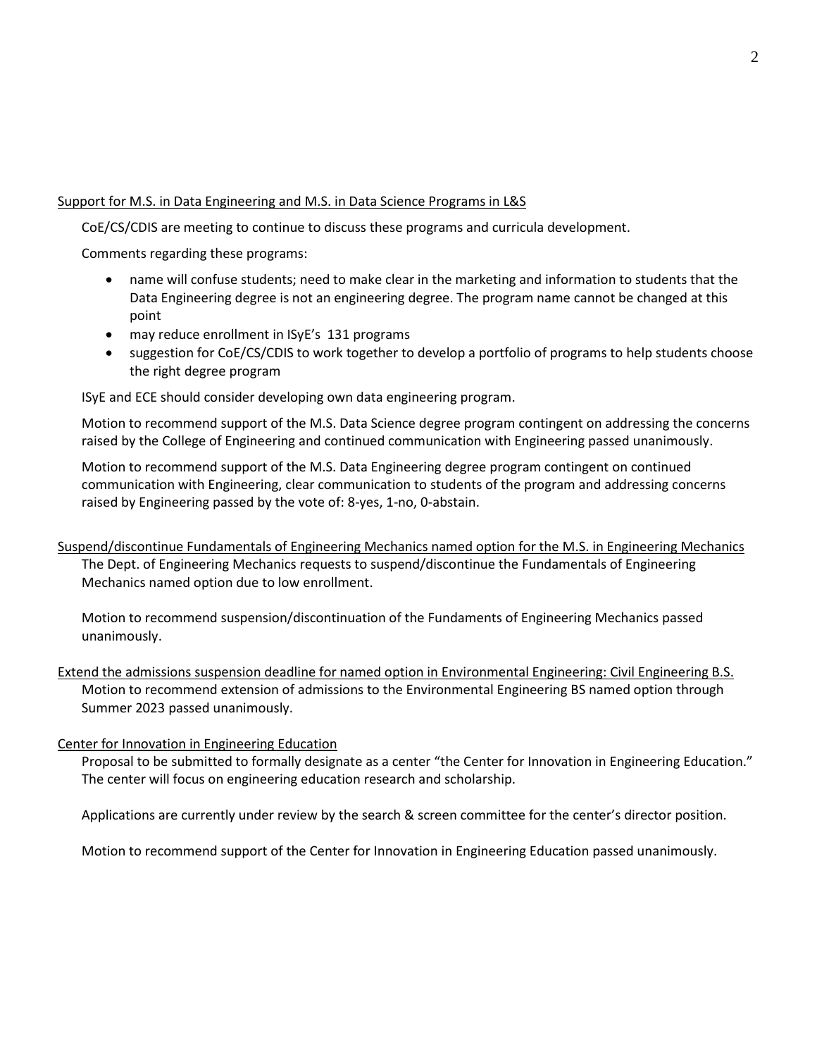Support for M.S. in Data Engineering and M.S. in Data Science Programs in L&S

CoE/CS/CDIS are meeting to continue to discuss these programs and curricula development.

Comments regarding these programs:

- name will confuse students; need to make clear in the marketing and information to students that the Data Engineering degree is not an engineering degree. The program name cannot be changed at this point
- may reduce enrollment in ISyE's 131 programs
- suggestion for CoE/CS/CDIS to work together to develop a portfolio of programs to help students choose the right degree program

ISyE and ECE should consider developing own data engineering program.

Motion to recommend support of the M.S. Data Science degree program contingent on addressing the concerns raised by the College of Engineering and continued communication with Engineering passed unanimously.

Motion to recommend support of the M.S. Data Engineering degree program contingent on continued communication with Engineering, clear communication to students of the program and addressing concerns raised by Engineering passed by the vote of: 8-yes, 1-no, 0-abstain.

Suspend/discontinue Fundamentals of Engineering Mechanics named option for the M.S. in Engineering Mechanics

The Dept. of Engineering Mechanics requests to suspend/discontinue the Fundamentals of Engineering Mechanics named option due to low enrollment.

Motion to recommend suspension/discontinuation of the Fundaments of Engineering Mechanics passed unanimously.

Extend the admissions suspension deadline for named option in Environmental Engineering: Civil Engineering B.S.

Motion to recommend extension of admissions to the Environmental Engineering BS named option through Summer 2023 passed unanimously.

Center for Innovation in Engineering Education

Proposal to be submitted to formally designate as a center "the Center for Innovation in Engineering Education." The center will focus on engineering education research and scholarship.

Applications are currently under review by the search & screen committee for the center's director position.

Motion to recommend support of the Center for Innovation in Engineering Education passed unanimously.